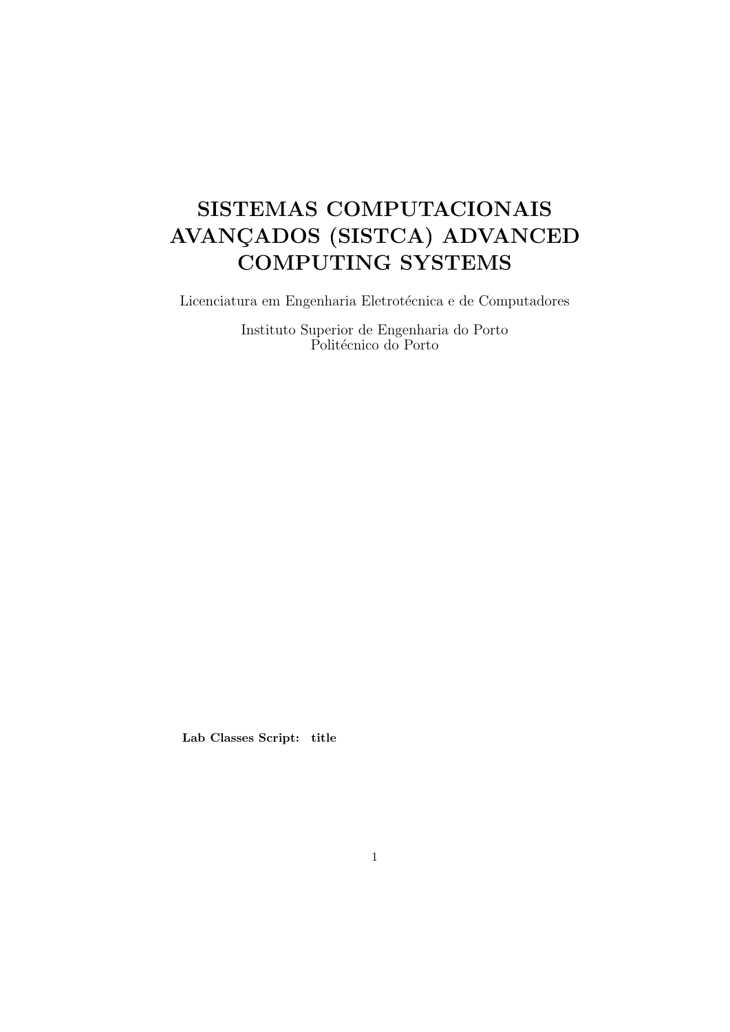# SISTEMAS COMPUTACIONAIS AVANÇADOS (SISTCA) ADVANCED COMPUTING SYSTEMS

Licenciatura em Engenharia Eletrotécnica e de Computadores

Instituto Superior de Engenharia do Porto
Politécnico do Porto

**Lab Classes Script: title**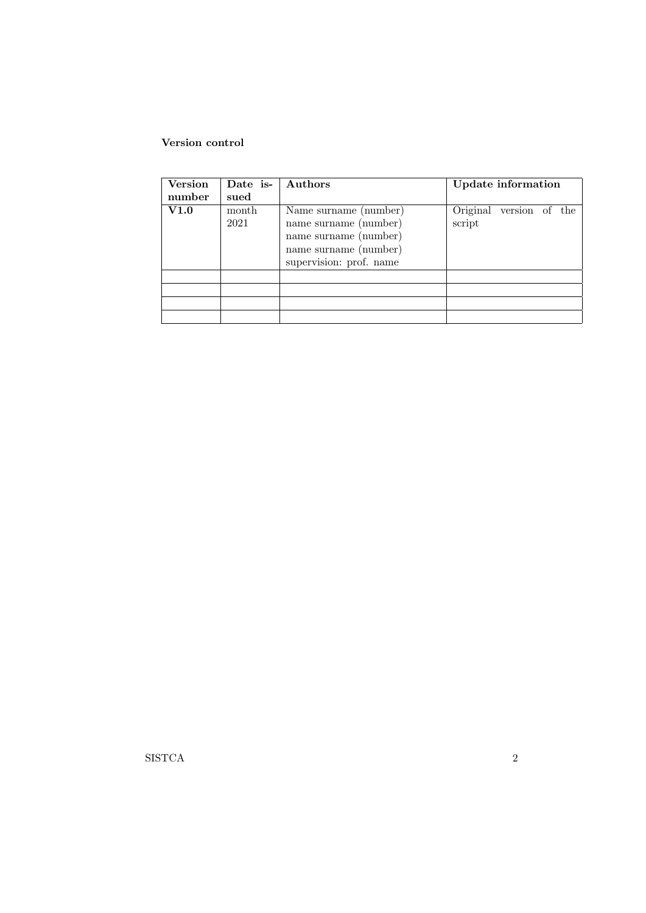**Version control**

| **Version number** | **Date issued** | **Authors** | **Update information** |
|---|---|---|---|
| **V1.0** | month 2021 | Name surname (number)<br>name surname (number)<br>name surname (number)<br>name surname (number)<br>supervision: prof. name | Original version of the script |
| | | | |
| | | | |
| | | | |
| | | | |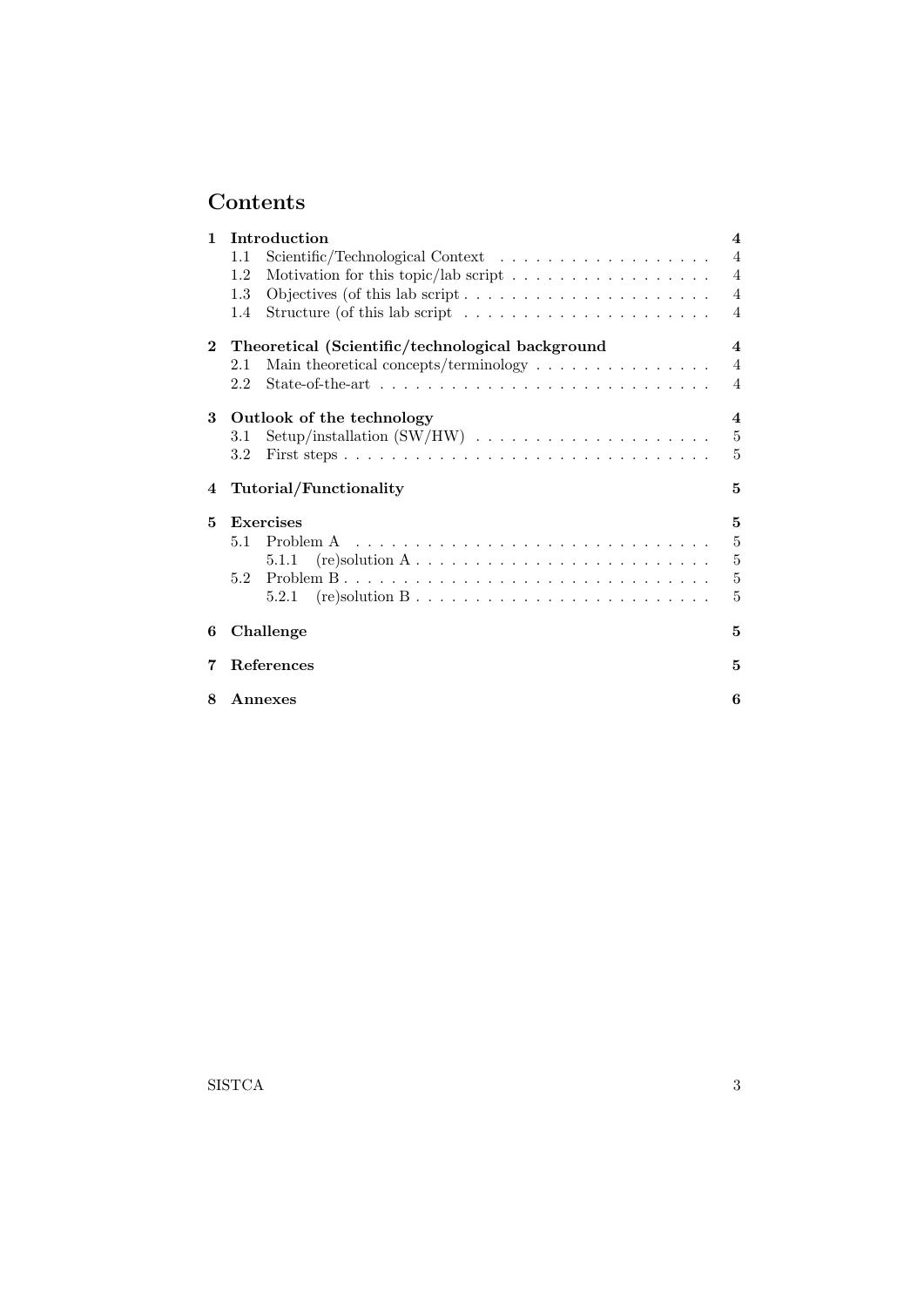# Contents

**1 Introduction** — **4**
- 1.1 Scientific/Technological Context — 4
- 1.2 Motivation for this topic/lab script — 4
- 1.3 Objectives (of this lab script — 4
- 1.4 Structure (of this lab script — 4

**2 Theoretical (Scientific/technological background** — **4**
- 2.1 Main theoretical concepts/terminology — 4
- 2.2 State-of-the-art — 4

**3 Outlook of the technology** — **4**
- 3.1 Setup/installation (SW/HW) — 5
- 3.2 First steps — 5

**4 Tutorial/Functionality** — **5**

**5 Exercises** — **5**
- 5.1 Problem A — 5
  - 5.1.1 (re)solution A — 5
- 5.2 Problem B — 5
  - 5.2.1 (re)solution B — 5

**6 Challenge** — **5**

**7 References** — **5**

**8 Annexes** — **6**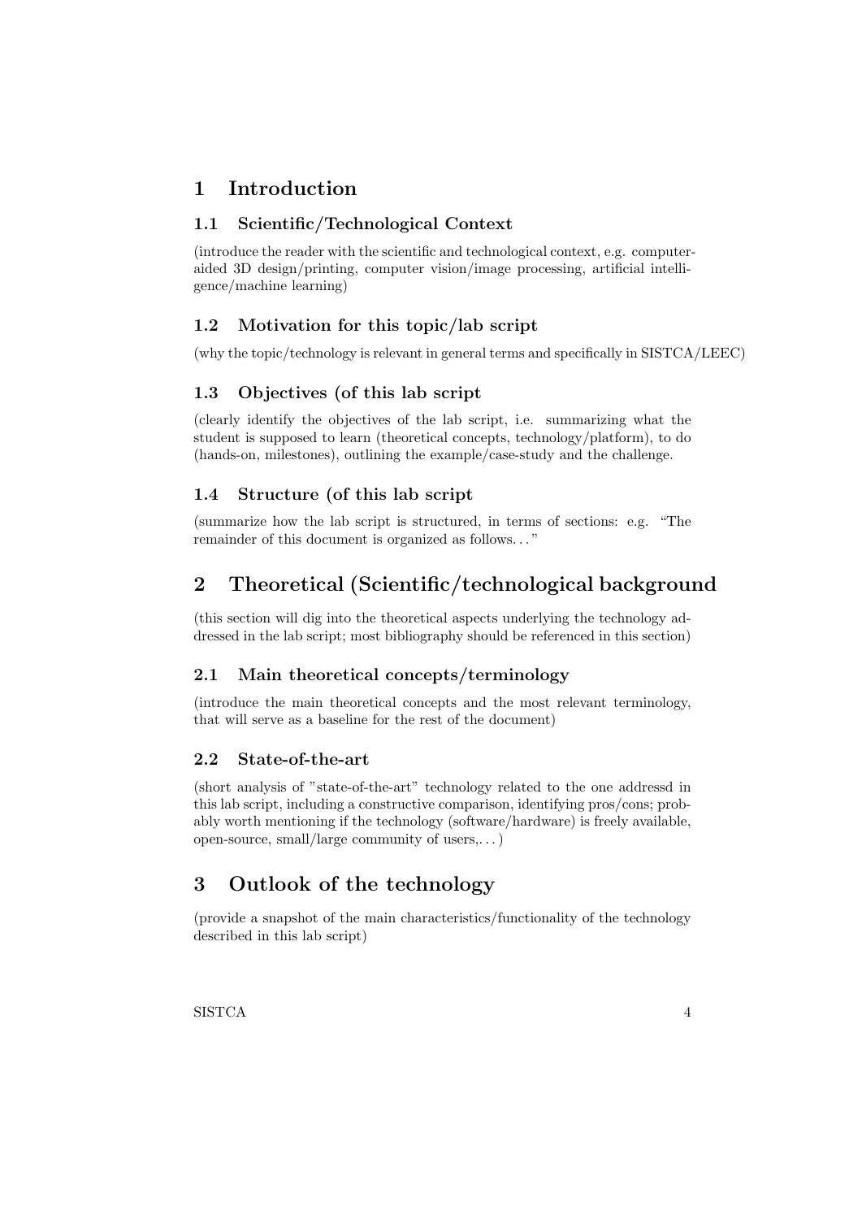# 1 Introduction

## 1.1 Scientific/Technological Context

(introduce the reader with the scientific and technological context, e.g. computer-aided 3D design/printing, computer vision/image processing, artificial intelligence/machine learning)

## 1.2 Motivation for this topic/lab script

(why the topic/technology is relevant in general terms and specifically in SISTCA/LEEC)

## 1.3 Objectives (of this lab script

(clearly identify the objectives of the lab script, i.e. summarizing what the student is supposed to learn (theoretical concepts, technology/platform), to do (hands-on, milestones), outlining the example/case-study and the challenge.

## 1.4 Structure (of this lab script

(summarize how the lab script is structured, in terms of sections: e.g. "The remainder of this document is organized as follows..."

# 2 Theoretical (Scientific/technological background

(this section will dig into the theoretical aspects underlying the technology addressed in the lab script; most bibliography should be referenced in this section)

## 2.1 Main theoretical concepts/terminology

(introduce the main theoretical concepts and the most relevant terminology, that will serve as a baseline for the rest of the document)

## 2.2 State-of-the-art

(short analysis of "state-of-the-art" technology related to the one addressd in this lab script, including a constructive comparison, identifying pros/cons; probably worth mentioning if the technology (software/hardware) is freely available, open-source, small/large community of users,...)

# 3 Outlook of the technology

(provide a snapshot of the main characteristics/functionality of the technology described in this lab script)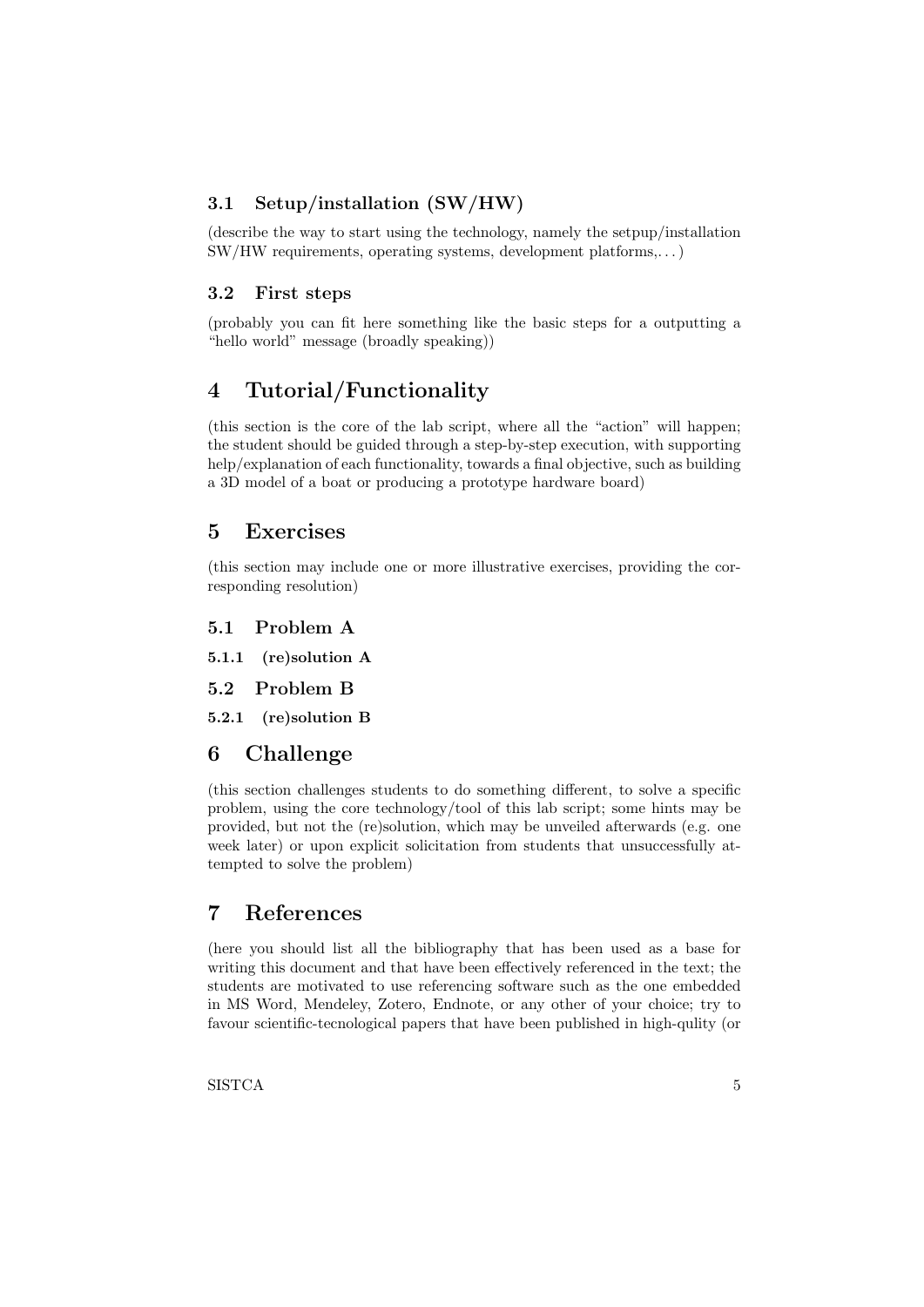### 3.1 Setup/installation (SW/HW)

(describe the way to start using the technology, namely the setpup/installation SW/HW requirements, operating systems, development platforms,. . . )

### 3.2 First steps

(probably you can fit here something like the basic steps for a outputting a "hello world" message (broadly speaking))

## 4 Tutorial/Functionality

(this section is the core of the lab script, where all the "action" will happen; the student should be guided through a step-by-step execution, with supporting help/explanation of each functionality, towards a final objective, such as building a 3D model of a boat or producing a prototype hardware board)

## 5 Exercises

(this section may include one or more illustrative exercises, providing the corresponding resolution)

### 5.1 Problem A

#### 5.1.1 (re)solution A

### 5.2 Problem B

#### 5.2.1 (re)solution B

## 6 Challenge

(this section challenges students to do something different, to solve a specific problem, using the core technology/tool of this lab script; some hints may be provided, but not the (re)solution, which may be unveiled afterwards (e.g. one week later) or upon explicit solicitation from students that unsuccessfully attempted to solve the problem)

## 7 References

(here you should list all the bibliography that has been used as a base for writing this document and that have been effectively referenced in the text; the students are motivated to use referencing software such as the one embedded in MS Word, Mendeley, Zotero, Endnote, or any other of your choice; try to favour scientific-tecnological papers that have been published in high-qulity (or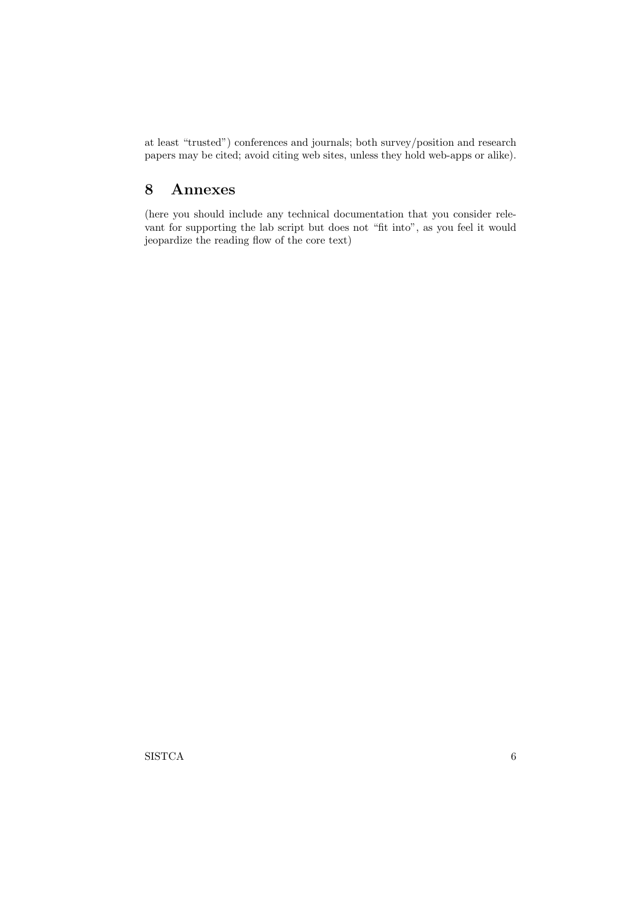at least "trusted") conferences and journals; both survey/position and research papers may be cited; avoid citing web sites, unless they hold web-apps or alike).

## 8 Annexes

(here you should include any technical documentation that you consider relevant for supporting the lab script but does not "fit into", as you feel it would jeopardize the reading flow of the core text)